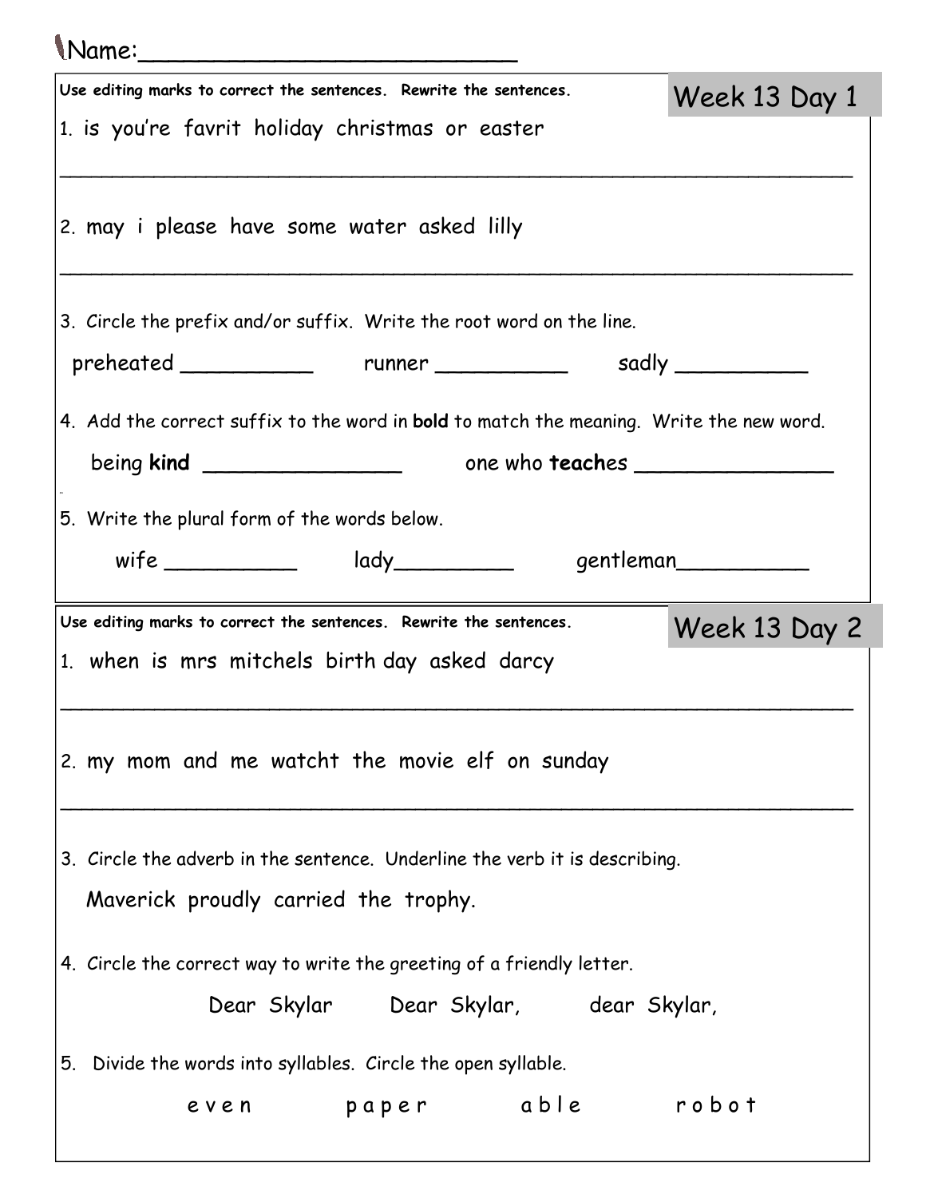Name:_________________________

## Week 13 Day 1

**Use editing marks to correct the sentences. Rewrite the sentences.**

1. is you're favrit holiday christmas or easter

_______________________________________________________________

2. may i please have some water asked lilly

_______________________________________________________________

3. Circle the prefix and/or suffix. Write the root word on the line.

preheated __________ runner __________ sadly __________

4. Add the correct suffix to the word in **bold** to match the meaning. Write the new word.

being **kind** _______________ one who **teach**es _______________

5. Write the plural form of the words below.

wife __________ lady_________ gentleman__________

## Week 13 Day 2

**Use editing marks to correct the sentences. Rewrite the sentences.**

1. when is mrs mitchels birth day asked darcy

_______________________________________________________________

2. my mom and me watcht the movie elf on sunday

_______________________________________________________________

3. Circle the adverb in the sentence. Underline the verb it is describing.

Maverick proudly carried the trophy.

4. Circle the correct way to write the greeting of a friendly letter.

Dear Skylar Dear Skylar, dear Skylar,

5. Divide the words into syllables. Circle the open syllable.

e v e n p a p e r a b l e r o b o t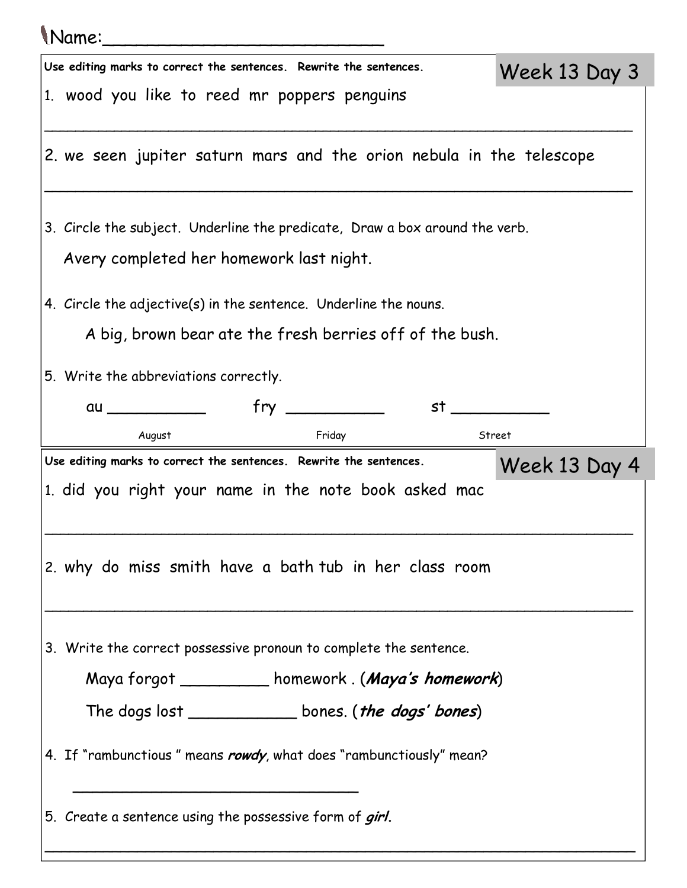Name:_______________________

## Week 13 Day 3

**Use editing marks to correct the sentences. Rewrite the sentences.**

1. wood you like to reed mr poppers penguins

_______________________________________________________________

2. we seen jupiter saturn mars and the orion nebula in the telescope

_______________________________________________________________

3. Circle the subject. Underline the predicate, Draw a box around the verb.

   Avery completed her homework last night.

4. Circle the adjective(s) in the sentence. Underline the nouns.

   A big, brown bear ate the fresh berries off of the bush.

5. Write the abbreviations correctly.

   au __________ fry __________ st __________

   August Friday Street

## Week 13 Day 4

**Use editing marks to correct the sentences. Rewrite the sentences.**

1. did you right your name in the note book asked mac

_______________________________________________________________

2. why do miss smith have a bath tub in her class room

_______________________________________________________________

3. Write the correct possessive pronoun to complete the sentence.

   Maya forgot _________ homework . (***Maya's homework***)

   The dogs lost ___________ bones. (***the dogs' bones***)

4. If "rambunctious " means ***rowdy***, what does "rambunctiously" mean?

   _______________________________

5. Create a sentence using the possessive form of ***girl.***

_______________________________________________________________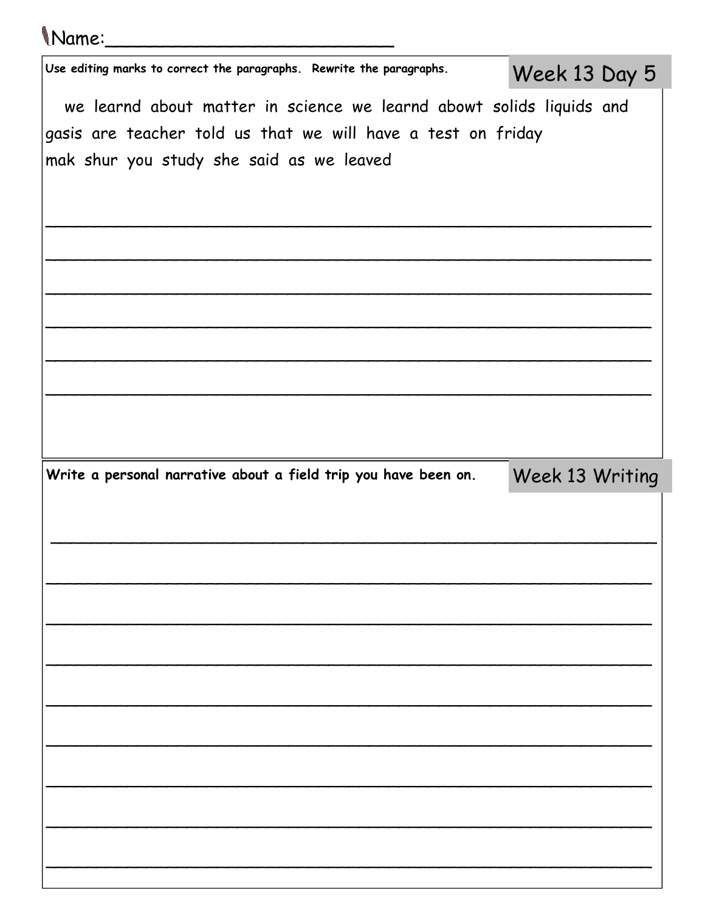Name:_______________________

Use editing marks to correct the paragraphs. Rewrite the paragraphs.

**Week 13 Day 5**

we learnd about matter in science we learnd abowt solids liquids and gasis are teacher told us that we will have a test on friday mak shur you study she said as we leaved

___________________________________________________________

___________________________________________________________

___________________________________________________________

___________________________________________________________

___________________________________________________________

___________________________________________________________

Write a personal narrative about a field trip you have been on.

**Week 13 Writing**

___________________________________________________________

___________________________________________________________

___________________________________________________________

___________________________________________________________

___________________________________________________________

___________________________________________________________

___________________________________________________________

___________________________________________________________

___________________________________________________________